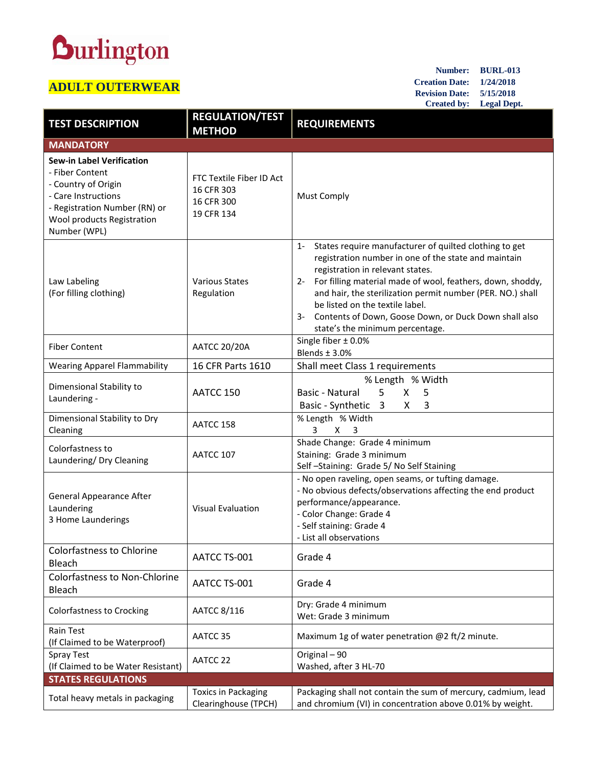# Burlington

## ADULT OUTERWEAR

**Number:** BURL-013
**Creation Date:** 1/24/2018
**Revision Date:** 5/15/2018
**Created by:** Legal Dept.

| TEST DESCRIPTION | REGULATION/TEST METHOD | REQUIREMENTS |
|---|---|---|
| **MANDATORY** | | |
| **Sew-in Label Verification**<br>- Fiber Content<br>- Country of Origin<br>- Care Instructions<br>- Registration Number (RN) or Wool products Registration Number (WPL) | FTC Textile Fiber ID Act<br>16 CFR 303<br>16 CFR 300<br>19 CFR 134 | Must Comply |
| Law Labeling<br>(For filling clothing) | Various States Regulation | 1- States require manufacturer of quilted clothing to get registration number in one of the state and maintain registration in relevant states.<br>2- For filling material made of wool, feathers, down, shoddy, and hair, the sterilization permit number (PER. NO.) shall be listed on the textile label.<br>3- Contents of Down, Goose Down, or Duck Down shall also state's the minimum percentage. |
| Fiber Content | AATCC 20/20A | Single fiber ± 0.0%<br>Blends ± 3.0% |
| Wearing Apparel Flammability | 16 CFR Parts 1610 | Shall meet Class 1 requirements |
| Dimensional Stability to Laundering - | AATCC 150 | % Length % Width<br>Basic - Natural 5 X 5<br>Basic - Synthetic 3 X 3 |
| Dimensional Stability to Dry Cleaning | AATCC 158 | % Length % Width<br>3 X 3 |
| Colorfastness to Laundering/ Dry Cleaning | AATCC 107 | Shade Change: Grade 4 minimum<br>Staining: Grade 3 minimum<br>Self –Staining: Grade 5/ No Self Staining |
| General Appearance After Laundering<br>3 Home Launderings | Visual Evaluation | - No open raveling, open seams, or tufting damage.<br>- No obvious defects/observations affecting the end product performance/appearance.<br>- Color Change: Grade 4<br>- Self staining: Grade 4<br>- List all observations |
| Colorfastness to Chlorine Bleach | AATCC TS-001 | Grade 4 |
| Colorfastness to Non-Chlorine Bleach | AATCC TS-001 | Grade 4 |
| Colorfastness to Crocking | AATCC 8/116 | Dry: Grade 4 minimum<br>Wet: Grade 3 minimum |
| Rain Test<br>(If Claimed to be Waterproof) | AATCC 35 | Maximum 1g of water penetration @2 ft/2 minute. |
| Spray Test<br>(If Claimed to be Water Resistant) | AATCC 22 | Original – 90<br>Washed, after 3 HL-70 |
| **STATES REGULATIONS** | | |
| Total heavy metals in packaging | Toxics in Packaging Clearinghouse (TPCH) | Packaging shall not contain the sum of mercury, cadmium, lead and chromium (VI) in concentration above 0.01% by weight. |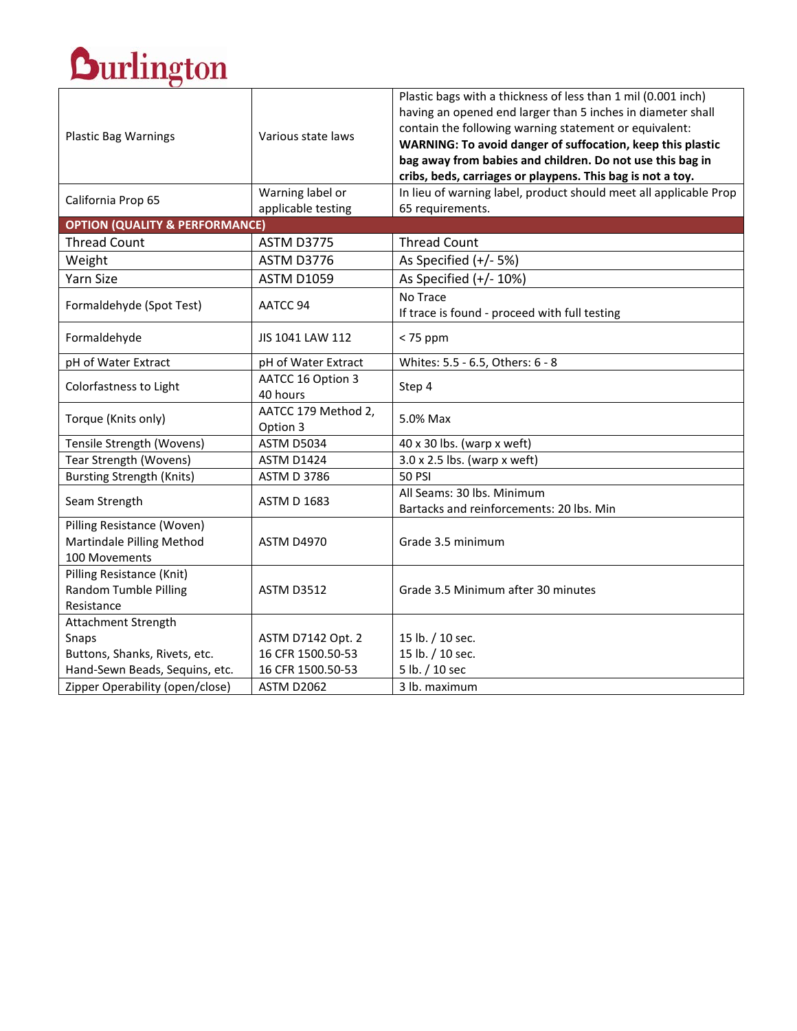| | | |
|---|---|---|
| Plastic Bag Warnings | Various state laws | Plastic bags with a thickness of less than 1 mil (0.001 inch) having an opened end larger than 5 inches in diameter shall contain the following warning statement or equivalent: **WARNING: To avoid danger of suffocation, keep this plastic bag away from babies and children. Do not use this bag in cribs, beds, carriages or playpens. This bag is not a toy.** |
| California Prop 65 | Warning label or applicable testing | In lieu of warning label, product should meet all applicable Prop 65 requirements. |
| **OPTION (QUALITY & PERFORMANCE)** | | |
| Thread Count | ASTM D3775 | Thread Count |
| Weight | ASTM D3776 | As Specified (+/- 5%) |
| Yarn Size | ASTM D1059 | As Specified (+/- 10%) |
| Formaldehyde (Spot Test) | AATCC 94 | No Trace<br>If trace is found - proceed with full testing |
| Formaldehyde | JIS 1041 LAW 112 | < 75 ppm |
| pH of Water Extract | pH of Water Extract | Whites: 5.5 - 6.5, Others: 6 - 8 |
| Colorfastness to Light | AATCC 16 Option 3<br>40 hours | Step 4 |
| Torque (Knits only) | AATCC 179 Method 2, Option 3 | 5.0% Max |
| Tensile Strength (Wovens) | ASTM D5034 | 40 x 30 lbs. (warp x weft) |
| Tear Strength (Wovens) | ASTM D1424 | 3.0 x 2.5 lbs. (warp x weft) |
| Bursting Strength (Knits) | ASTM D 3786 | 50 PSI |
| Seam Strength | ASTM D 1683 | All Seams: 30 lbs. Minimum<br>Bartacks and reinforcements: 20 lbs. Min |
| Pilling Resistance (Woven)<br>Martindale Pilling Method<br>100 Movements | ASTM D4970 | Grade 3.5 minimum |
| Pilling Resistance (Knit)<br>Random Tumble Pilling Resistance | ASTM D3512 | Grade 3.5 Minimum after 30 minutes |
| Attachment Strength<br>Snaps<br>Buttons, Shanks, Rivets, etc.<br>Hand-Sewn Beads, Sequins, etc. | <br>ASTM D7142 Opt. 2<br>16 CFR 1500.50-53<br>16 CFR 1500.50-53 | <br>15 lb. / 10 sec.<br>15 lb. / 10 sec.<br>5 lb. / 10 sec |
| Zipper Operability (open/close) | ASTM D2062 | 3 lb. maximum |